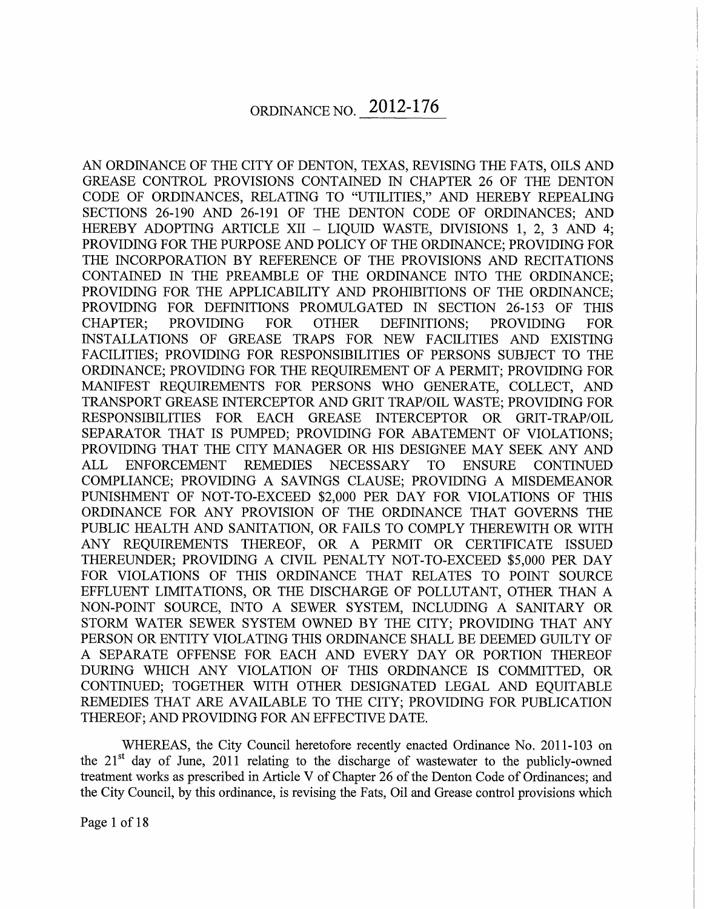# ORDINANCE NO. 2012-176

AN ORDINANCE OF THE CITY OF DENTON, TEXAS, REVISING THE FATS, OILS AND GREASE CONTROL PROVISIONS CONTAINED IN CHAPTER 26 OF THE DENTON CODE OF ORDINANCES, RELATING TO "UTILITIES," AND HEREBY REPEALING SECTIONS 26-190 AND 26-191 OF THE DENTON CODE OF ORDINANCES; AND HEREBY ADOPTING ARTICLE XII – LIQUID WASTE, DIVISIONS 1, 2, 3 AND 4; PROVIDING FOR THE PURPOSE AND POLICY OF THE ORDINANCE; PROVIDING FOR THE INCORPORATION BY REFERENCE OF THE PROVISIONS AND RECITATIONS CONTAINED IN THE PREAMBLE OF THE ORDINANCE INTO THE ORDINANCE; PROVIDING FOR THE APPLICABILITY AND PROHIBITIONS OF THE ORDINANCE; PROVIDING FOR DEFINITIONS PROMULGATED IN SECTION 26-153 OF THIS CHAPTER; PROVIDING FOR OTHER DEFINITIONS; PROVIDING FOR INSTALLATIONS OF GREASE TRAPS FOR NEW FACILITIES AND EXISTING FACILITIES; PROVIDING FOR RESPONSIBILITIES OF PERSONS SUBJECT TO THE ORDINANCE; PROVIDING FOR THE REQUIREMENT OF A PERMIT; PROVIDING FOR MANIFEST REQUIREMENTS FOR PERSONS WHO GENERATE, COLLECT, AND TRANSPORT GREASE INTERCEPTOR AND GRIT TRAP/OIL WASTE; PROVIDING FOR RESPONSIBILITIES FOR EACH GREASE INTERCEPTOR OR GRIT-TRAP/OIL SEPARATOR THAT IS PUMPED; PROVIDING FOR ABATEMENT OF VIOLATIONS; PROVIDING THAT THE CITY MANAGER OR HIS DESIGNEE MAY SEEK ANY AND ALL ENFORCEMENT REMEDIES NECESSARY TO ENSURE CONTINUED COMPLIANCE; PROVIDING A SAVINGS CLAUSE; PROVIDING A MISDEMEANOR PUNISHMENT OF NOT-TO-EXCEED $2,000 PER DAY FOR VIOLATIONS OF THIS ORDINANCE FOR ANY PROVISION OF THE ORDINANCE THAT GOVERNS THE PUBLIC HEALTH AND SANITATION, OR FAILS TO COMPLY THEREWITH OR WITH ANY REQUIREMENTS THEREOF, OR A PERMIT OR CERTIFICATE ISSUED THEREUNDER; PROVIDING A CIVIL PENALTY NOT-TO-EXCEED $5,000 PER DAY FOR VIOLATIONS OF THIS ORDINANCE THAT RELATES TO POINT SOURCE EFFLUENT LIMITATIONS, OR THE DISCHARGE OF POLLUTANT, OTHER THAN A NON-POINT SOURCE, INTO A SEWER SYSTEM, INCLUDING A SANITARY OR STORM WATER SEWER SYSTEM OWNED BY THE CITY; PROVIDING THAT ANY PERSON OR ENTITY VIOLATING THIS ORDINANCE SHALL BE DEEMED GUILTY OF A SEPARATE OFFENSE FOR EACH AND EVERY DAY OR PORTION THEREOF DURING WHICH ANY VIOLATION OF THIS ORDINANCE IS COMMITTED, OR CONTINUED; TOGETHER WITH OTHER DESIGNATED LEGAL AND EQUITABLE REMEDIES THAT ARE AVAILABLE TO THE CITY; PROVIDING FOR PUBLICATION THEREOF; AND PROVIDING FOR AN EFFECTIVE DATE.

WHEREAS, the City Council heretofore recently enacted Ordinance No. 2011-103 on the 21st day of June, 2011 relating to the discharge of wastewater to the publicly-owned treatment works as prescribed in Article V of Chapter 26 of the Denton Code of Ordinances; and the City Council, by this ordinance, is revising the Fats, Oil and Grease control provisions which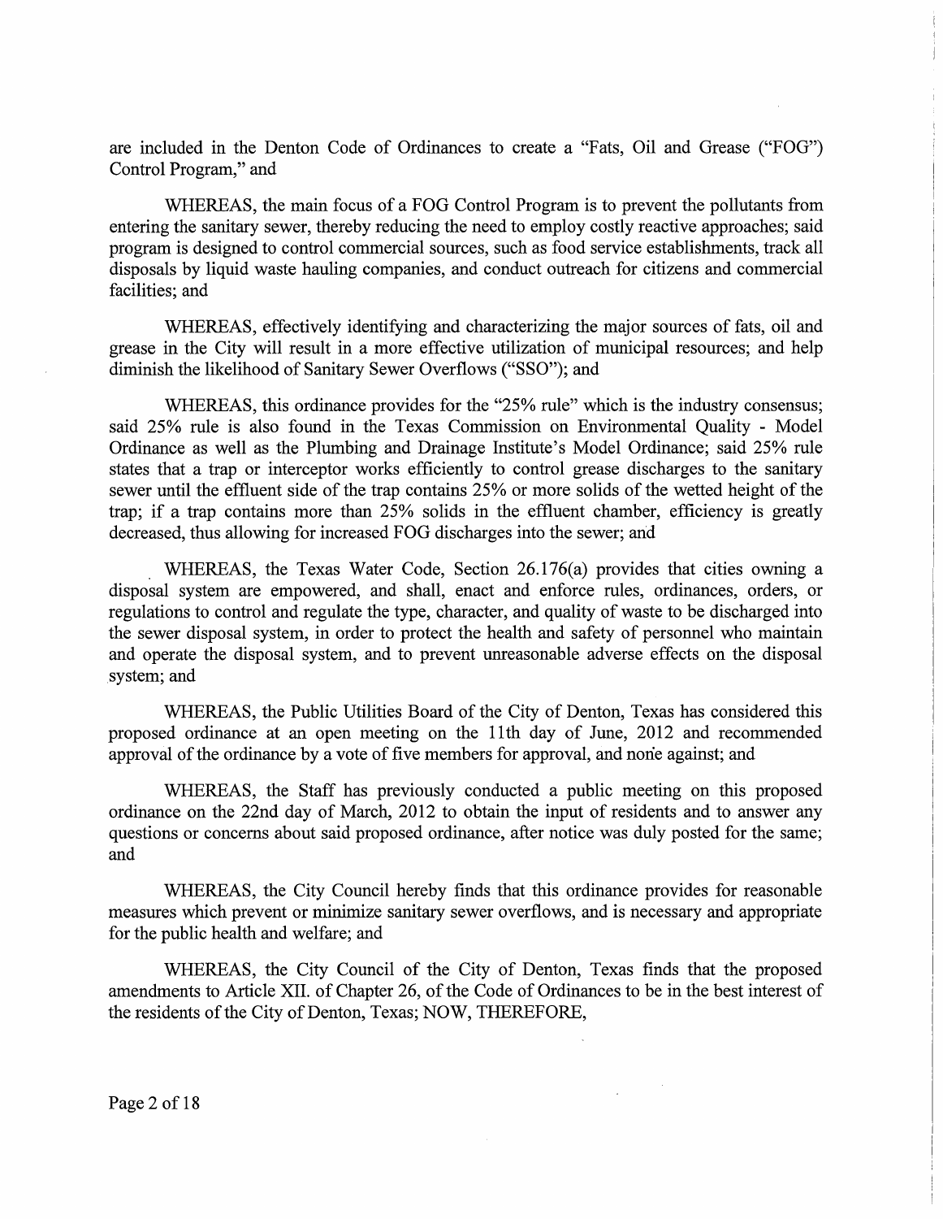are included in the Denton Code of Ordinances to create a "Fats, Oil and Grease ("FOG") Control Program," and

WHEREAS, the main focus of a FOG Control Program is to prevent the pollutants from entering the sanitary sewer, thereby reducing the need to employ costly reactive approaches; said program is designed to control commercial sources, such as food service establishments, track all disposals by liquid waste hauling companies, and conduct outreach for citizens and commercial facilities; and

WHEREAS, effectively identifying and characterizing the major sources of fats, oil and grease in the City will result in a more effective utilization of municipal resources; and help diminish the likelihood of Sanitary Sewer Overflows ("SSO"); and

WHEREAS, this ordinance provides for the "25% rule" which is the industry consensus; said 25% rule is also found in the Texas Commission on Environmental Quality - Model Ordinance as well as the Plumbing and Drainage Institute's Model Ordinance; said 25% rule states that a trap or interceptor works efficiently to control grease discharges to the sanitary sewer until the effluent side of the trap contains 25% or more solids of the wetted height of the trap; if a trap contains more than 25% solids in the effluent chamber, efficiency is greatly decreased, thus allowing for increased FOG discharges into the sewer; and

WHEREAS, the Texas Water Code, Section 26.176(a) provides that cities owning a disposal system are empowered, and shall, enact and enforce rules, ordinances, orders, or regulations to control and regulate the type, character, and quality of waste to be discharged into the sewer disposal system, in order to protect the health and safety of personnel who maintain and operate the disposal system, and to prevent unreasonable adverse effects on the disposal system; and

WHEREAS, the Public Utilities Board of the City of Denton, Texas has considered this proposed ordinance at an open meeting on the 11th day of June, 2012 and recommended approval of the ordinance by a vote of five members for approval, and none against; and

WHEREAS, the Staff has previously conducted a public meeting on this proposed ordinance on the 22nd day of March, 2012 to obtain the input of residents and to answer any questions or concerns about said proposed ordinance, after notice was duly posted for the same; and

WHEREAS, the City Council hereby finds that this ordinance provides for reasonable measures which prevent or minimize sanitary sewer overflows, and is necessary and appropriate for the public health and welfare; and

WHEREAS, the City Council of the City of Denton, Texas finds that the proposed amendments to Article XII. of Chapter 26, of the Code of Ordinances to be in the best interest of the residents of the City of Denton, Texas; NOW, THEREFORE,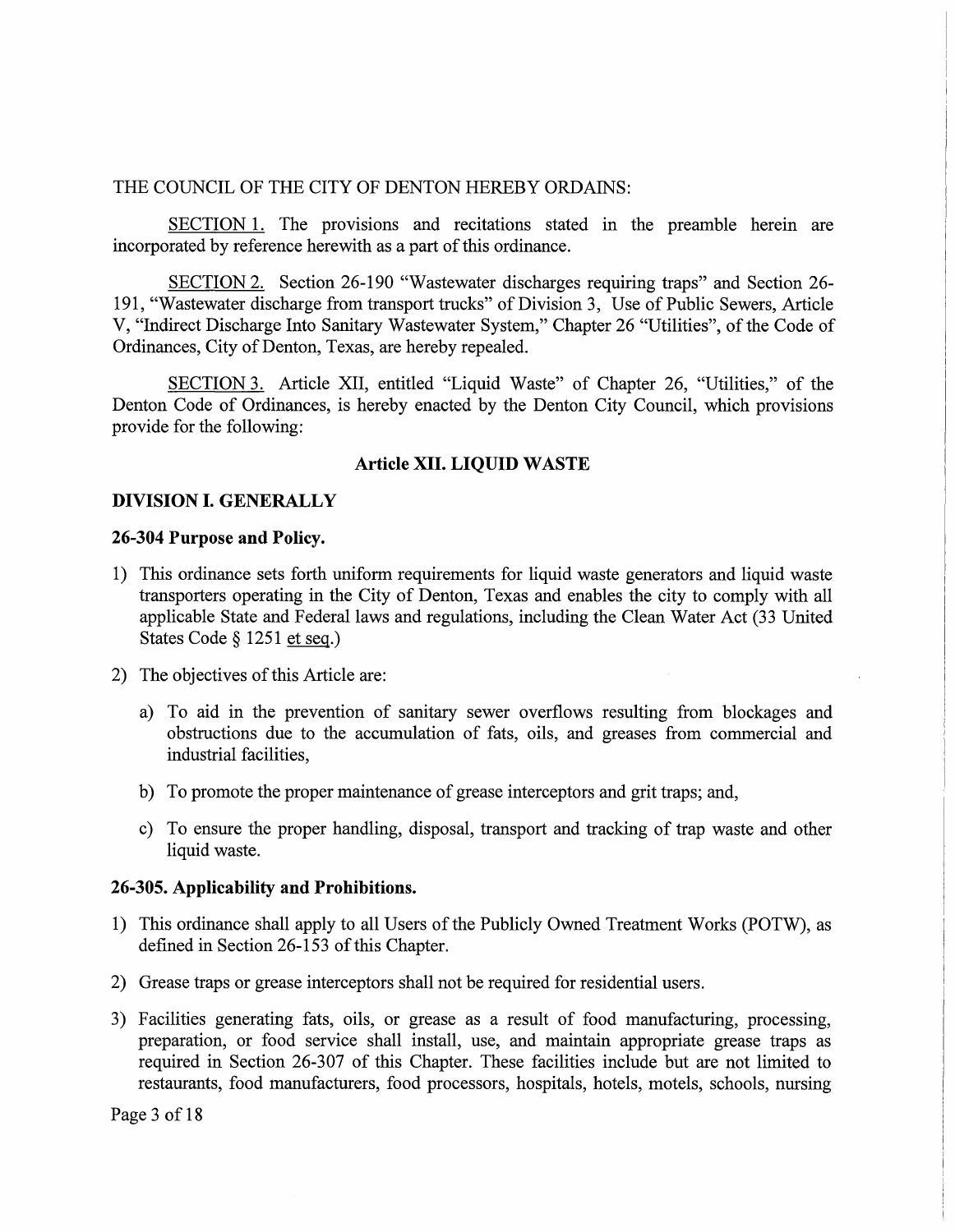THE COUNCIL OF THE CITY OF DENTON HEREBY ORDAINS:

SECTION 1. The provisions and recitations stated in the preamble herein are incorporated by reference herewith as a part of this ordinance.

SECTION 2. Section 26-190 "Wastewater discharges requiring traps" and Section 26-191, "Wastewater discharge from transport trucks" of Division 3, Use of Public Sewers, Article V, "Indirect Discharge Into Sanitary Wastewater System," Chapter 26 "Utilities", of the Code of Ordinances, City of Denton, Texas, are hereby repealed.

SECTION 3. Article XII, entitled "Liquid Waste" of Chapter 26, "Utilities," of the Denton Code of Ordinances, is hereby enacted by the Denton City Council, which provisions provide for the following:

## Article XII. LIQUID WASTE

### DIVISION I. GENERALLY

#### 26-304 Purpose and Policy.

1) This ordinance sets forth uniform requirements for liquid waste generators and liquid waste transporters operating in the City of Denton, Texas and enables the city to comply with all applicable State and Federal laws and regulations, including the Clean Water Act (33 United States Code § 1251 et seq.)

2) The objectives of this Article are:

   a) To aid in the prevention of sanitary sewer overflows resulting from blockages and obstructions due to the accumulation of fats, oils, and greases from commercial and industrial facilities,

   b) To promote the proper maintenance of grease interceptors and grit traps; and,

   c) To ensure the proper handling, disposal, transport and tracking of trap waste and other liquid waste.

#### 26-305. Applicability and Prohibitions.

1) This ordinance shall apply to all Users of the Publicly Owned Treatment Works (POTW), as defined in Section 26-153 of this Chapter.

2) Grease traps or grease interceptors shall not be required for residential users.

3) Facilities generating fats, oils, or grease as a result of food manufacturing, processing, preparation, or food service shall install, use, and maintain appropriate grease traps as required in Section 26-307 of this Chapter. These facilities include but are not limited to restaurants, food manufacturers, food processors, hospitals, hotels, motels, schools, nursing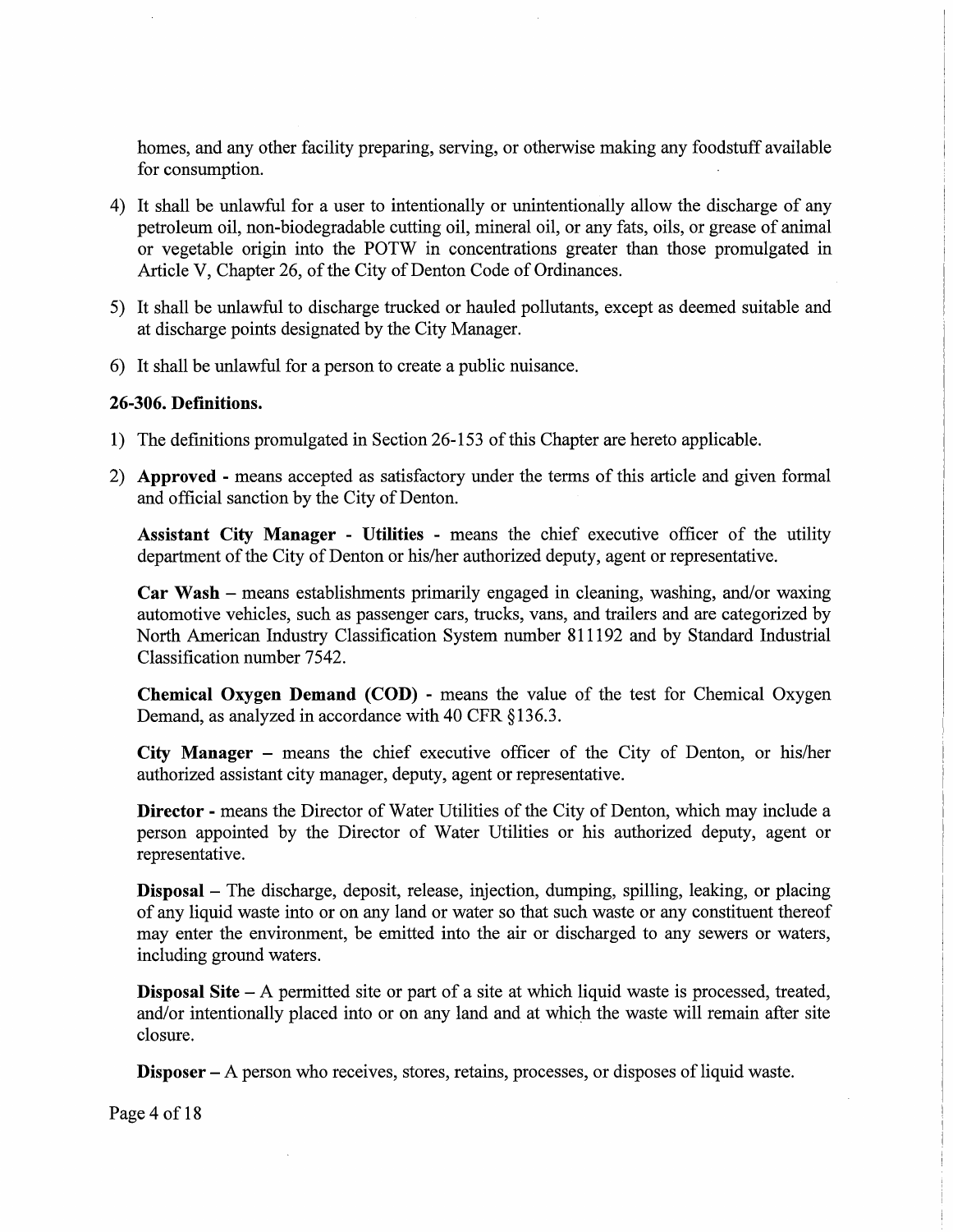homes, and any other facility preparing, serving, or otherwise making any foodstuff available for consumption.

4) It shall be unlawful for a user to intentionally or unintentionally allow the discharge of any petroleum oil, non-biodegradable cutting oil, mineral oil, or any fats, oils, or grease of animal or vegetable origin into the POTW in concentrations greater than those promulgated in Article V, Chapter 26, of the City of Denton Code of Ordinances.

5) It shall be unlawful to discharge trucked or hauled pollutants, except as deemed suitable and at discharge points designated by the City Manager.

6) It shall be unlawful for a person to create a public nuisance.

**26-306. Definitions.**

1) The definitions promulgated in Section 26-153 of this Chapter are hereto applicable.

2) **Approved** - means accepted as satisfactory under the terms of this article and given formal and official sanction by the City of Denton.

   **Assistant City Manager - Utilities** - means the chief executive officer of the utility department of the City of Denton or his/her authorized deputy, agent or representative.

   **Car Wash** – means establishments primarily engaged in cleaning, washing, and/or waxing automotive vehicles, such as passenger cars, trucks, vans, and trailers and are categorized by North American Industry Classification System number 811192 and by Standard Industrial Classification number 7542.

   **Chemical Oxygen Demand (COD)** - means the value of the test for Chemical Oxygen Demand, as analyzed in accordance with 40 CFR §136.3.

   **City Manager** – means the chief executive officer of the City of Denton, or his/her authorized assistant city manager, deputy, agent or representative.

   **Director** - means the Director of Water Utilities of the City of Denton, which may include a person appointed by the Director of Water Utilities or his authorized deputy, agent or representative.

   **Disposal** – The discharge, deposit, release, injection, dumping, spilling, leaking, or placing of any liquid waste into or on any land or water so that such waste or any constituent thereof may enter the environment, be emitted into the air or discharged to any sewers or waters, including ground waters.

   **Disposal Site** – A permitted site or part of a site at which liquid waste is processed, treated, and/or intentionally placed into or on any land and at which the waste will remain after site closure.

   **Disposer** – A person who receives, stores, retains, processes, or disposes of liquid waste.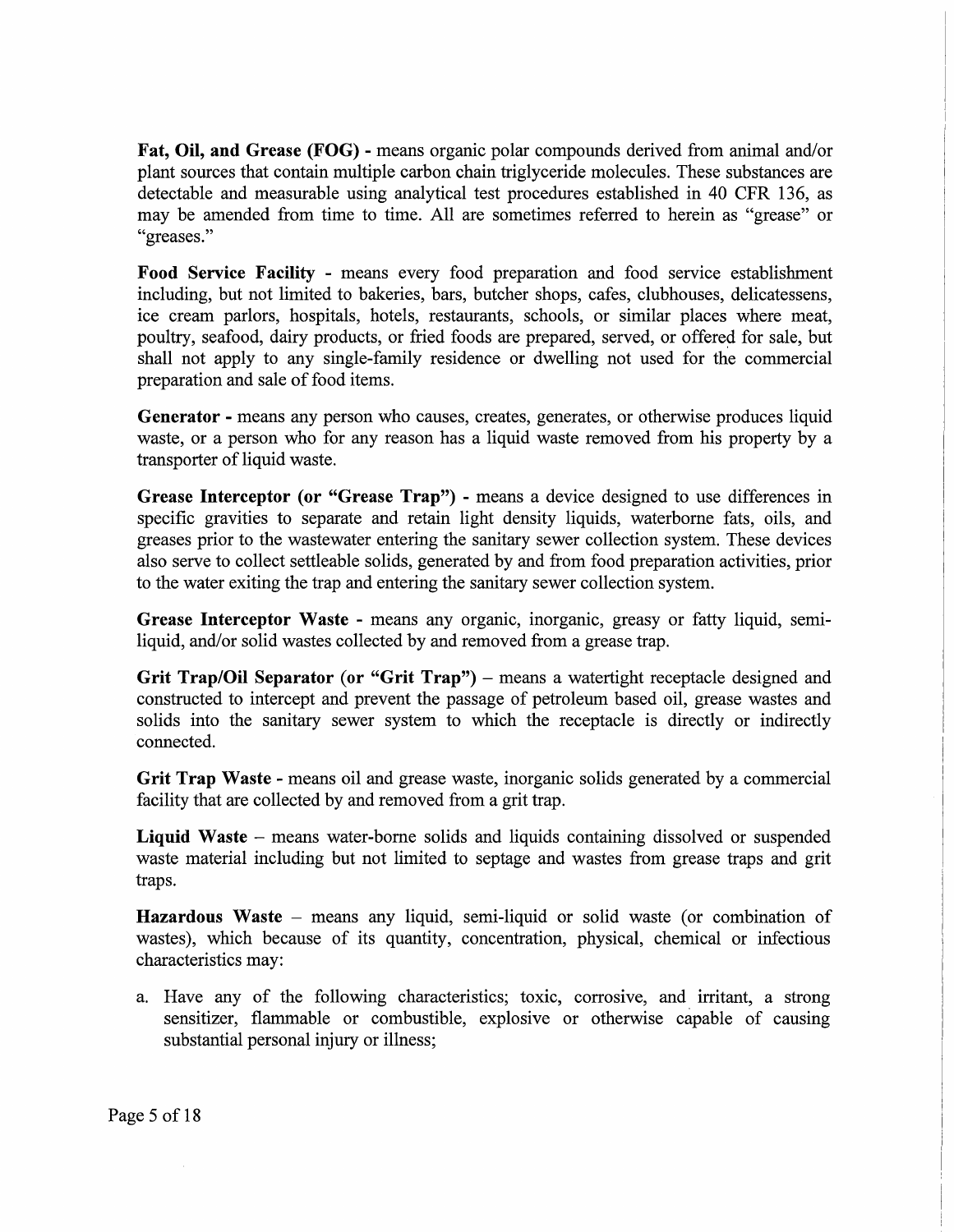**Fat, Oil, and Grease (FOG)** - means organic polar compounds derived from animal and/or plant sources that contain multiple carbon chain triglyceride molecules. These substances are detectable and measurable using analytical test procedures established in 40 CFR 136, as may be amended from time to time. All are sometimes referred to herein as "grease" or "greases."

**Food Service Facility** - means every food preparation and food service establishment including, but not limited to bakeries, bars, butcher shops, cafes, clubhouses, delicatessens, ice cream parlors, hospitals, hotels, restaurants, schools, or similar places where meat, poultry, seafood, dairy products, or fried foods are prepared, served, or offered for sale, but shall not apply to any single-family residence or dwelling not used for the commercial preparation and sale of food items.

**Generator** - means any person who causes, creates, generates, or otherwise produces liquid waste, or a person who for any reason has a liquid waste removed from his property by a transporter of liquid waste.

**Grease Interceptor (or "Grease Trap")** - means a device designed to use differences in specific gravities to separate and retain light density liquids, waterborne fats, oils, and greases prior to the wastewater entering the sanitary sewer collection system. These devices also serve to collect settleable solids, generated by and from food preparation activities, prior to the water exiting the trap and entering the sanitary sewer collection system.

**Grease Interceptor Waste** - means any organic, inorganic, greasy or fatty liquid, semi-liquid, and/or solid wastes collected by and removed from a grease trap.

**Grit Trap/Oil Separator (or "Grit Trap")** – means a watertight receptacle designed and constructed to intercept and prevent the passage of petroleum based oil, grease wastes and solids into the sanitary sewer system to which the receptacle is directly or indirectly connected.

**Grit Trap Waste** - means oil and grease waste, inorganic solids generated by a commercial facility that are collected by and removed from a grit trap.

**Liquid Waste** – means water-borne solids and liquids containing dissolved or suspended waste material including but not limited to septage and wastes from grease traps and grit traps.

**Hazardous Waste** – means any liquid, semi-liquid or solid waste (or combination of wastes), which because of its quantity, concentration, physical, chemical or infectious characteristics may:

a. Have any of the following characteristics; toxic, corrosive, and irritant, a strong sensitizer, flammable or combustible, explosive or otherwise capable of causing substantial personal injury or illness;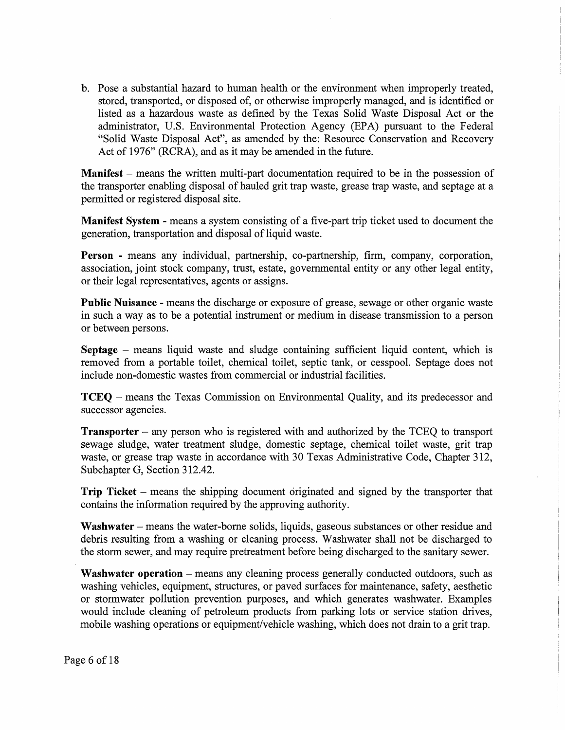b. Pose a substantial hazard to human health or the environment when improperly treated, stored, transported, or disposed of, or otherwise improperly managed, and is identified or listed as a hazardous waste as defined by the Texas Solid Waste Disposal Act or the administrator, U.S. Environmental Protection Agency (EPA) pursuant to the Federal "Solid Waste Disposal Act", as amended by the: Resource Conservation and Recovery Act of 1976" (RCRA), and as it may be amended in the future.

**Manifest** – means the written multi-part documentation required to be in the possession of the transporter enabling disposal of hauled grit trap waste, grease trap waste, and septage at a permitted or registered disposal site.

**Manifest System** - means a system consisting of a five-part trip ticket used to document the generation, transportation and disposal of liquid waste.

**Person** - means any individual, partnership, co-partnership, firm, company, corporation, association, joint stock company, trust, estate, governmental entity or any other legal entity, or their legal representatives, agents or assigns.

**Public Nuisance** - means the discharge or exposure of grease, sewage or other organic waste in such a way as to be a potential instrument or medium in disease transmission to a person or between persons.

**Septage** – means liquid waste and sludge containing sufficient liquid content, which is removed from a portable toilet, chemical toilet, septic tank, or cesspool. Septage does not include non-domestic wastes from commercial or industrial facilities.

**TCEQ** – means the Texas Commission on Environmental Quality, and its predecessor and successor agencies.

**Transporter** – any person who is registered with and authorized by the TCEQ to transport sewage sludge, water treatment sludge, domestic septage, chemical toilet waste, grit trap waste, or grease trap waste in accordance with 30 Texas Administrative Code, Chapter 312, Subchapter G, Section 312.42.

**Trip Ticket** – means the shipping document originated and signed by the transporter that contains the information required by the approving authority.

**Washwater** – means the water-borne solids, liquids, gaseous substances or other residue and debris resulting from a washing or cleaning process. Washwater shall not be discharged to the storm sewer, and may require pretreatment before being discharged to the sanitary sewer.

**Washwater operation** – means any cleaning process generally conducted outdoors, such as washing vehicles, equipment, structures, or paved surfaces for maintenance, safety, aesthetic or stormwater pollution prevention purposes, and which generates washwater. Examples would include cleaning of petroleum products from parking lots or service station drives, mobile washing operations or equipment/vehicle washing, which does not drain to a grit trap.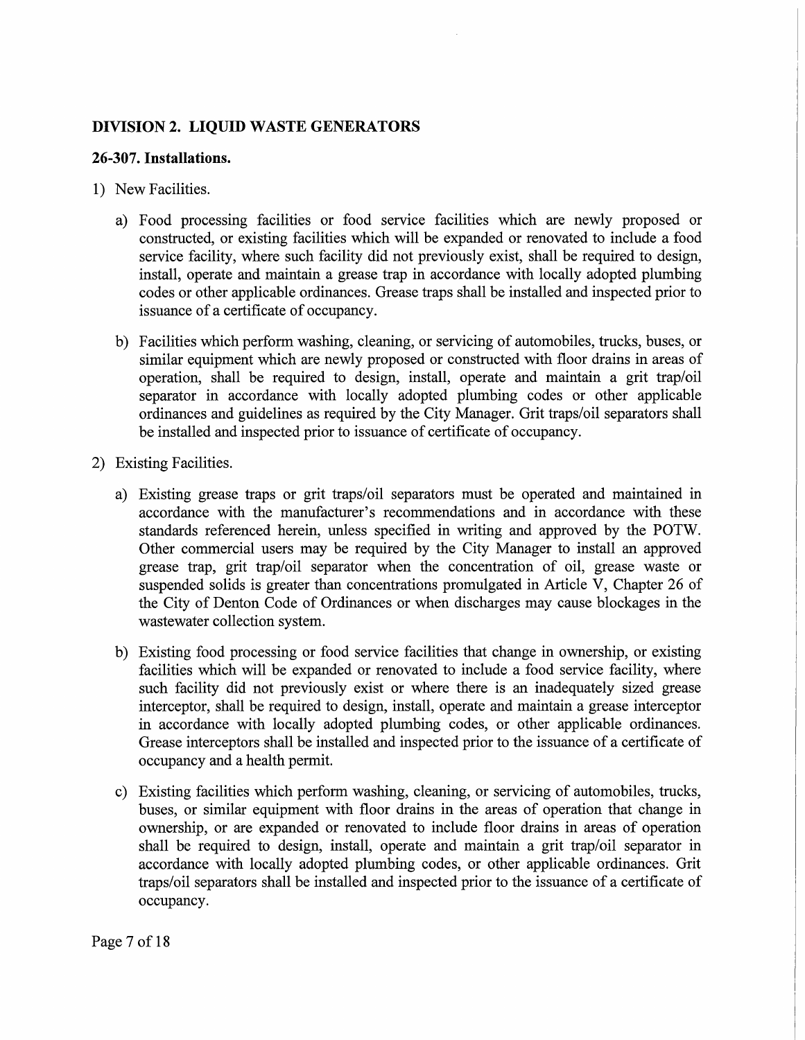## DIVISION 2. LIQUID WASTE GENERATORS

### 26-307. Installations.

1) New Facilities.

   a) Food processing facilities or food service facilities which are newly proposed or constructed, or existing facilities which will be expanded or renovated to include a food service facility, where such facility did not previously exist, shall be required to design, install, operate and maintain a grease trap in accordance with locally adopted plumbing codes or other applicable ordinances. Grease traps shall be installed and inspected prior to issuance of a certificate of occupancy.

   b) Facilities which perform washing, cleaning, or servicing of automobiles, trucks, buses, or similar equipment which are newly proposed or constructed with floor drains in areas of operation, shall be required to design, install, operate and maintain a grit trap/oil separator in accordance with locally adopted plumbing codes or other applicable ordinances and guidelines as required by the City Manager. Grit traps/oil separators shall be installed and inspected prior to issuance of certificate of occupancy.

2) Existing Facilities.

   a) Existing grease traps or grit traps/oil separators must be operated and maintained in accordance with the manufacturer's recommendations and in accordance with these standards referenced herein, unless specified in writing and approved by the POTW. Other commercial users may be required by the City Manager to install an approved grease trap, grit trap/oil separator when the concentration of oil, grease waste or suspended solids is greater than concentrations promulgated in Article V, Chapter 26 of the City of Denton Code of Ordinances or when discharges may cause blockages in the wastewater collection system.

   b) Existing food processing or food service facilities that change in ownership, or existing facilities which will be expanded or renovated to include a food service facility, where such facility did not previously exist or where there is an inadequately sized grease interceptor, shall be required to design, install, operate and maintain a grease interceptor in accordance with locally adopted plumbing codes, or other applicable ordinances. Grease interceptors shall be installed and inspected prior to the issuance of a certificate of occupancy and a health permit.

   c) Existing facilities which perform washing, cleaning, or servicing of automobiles, trucks, buses, or similar equipment with floor drains in the areas of operation that change in ownership, or are expanded or renovated to include floor drains in areas of operation shall be required to design, install, operate and maintain a grit trap/oil separator in accordance with locally adopted plumbing codes, or other applicable ordinances. Grit traps/oil separators shall be installed and inspected prior to the issuance of a certificate of occupancy.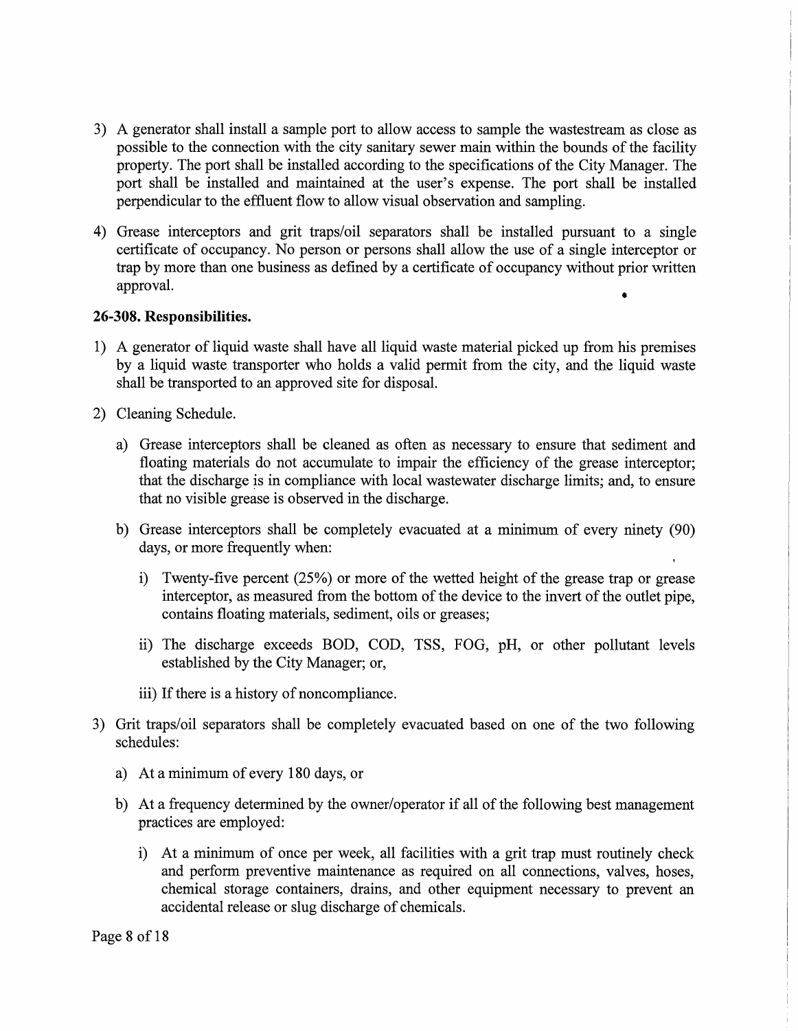3) A generator shall install a sample port to allow access to sample the wastestream as close as possible to the connection with the city sanitary sewer main within the bounds of the facility property. The port shall be installed according to the specifications of the City Manager. The port shall be installed and maintained at the user's expense. The port shall be installed perpendicular to the effluent flow to allow visual observation and sampling.

4) Grease interceptors and grit traps/oil separators shall be installed pursuant to a single certificate of occupancy. No person or persons shall allow the use of a single interceptor or trap by more than one business as defined by a certificate of occupancy without prior written approval.

**26-308. Responsibilities.**

1) A generator of liquid waste shall have all liquid waste material picked up from his premises by a liquid waste transporter who holds a valid permit from the city, and the liquid waste shall be transported to an approved site for disposal.

2) Cleaning Schedule.

   a) Grease interceptors shall be cleaned as often as necessary to ensure that sediment and floating materials do not accumulate to impair the efficiency of the grease interceptor; that the discharge is in compliance with local wastewater discharge limits; and, to ensure that no visible grease is observed in the discharge.

   b) Grease interceptors shall be completely evacuated at a minimum of every ninety (90) days, or more frequently when:

      i) Twenty-five percent (25%) or more of the wetted height of the grease trap or grease interceptor, as measured from the bottom of the device to the invert of the outlet pipe, contains floating materials, sediment, oils or greases;

      ii) The discharge exceeds BOD, COD, TSS, FOG, pH, or other pollutant levels established by the City Manager; or,

      iii) If there is a history of noncompliance.

3) Grit traps/oil separators shall be completely evacuated based on one of the two following schedules:

   a) At a minimum of every 180 days, or

   b) At a frequency determined by the owner/operator if all of the following best management practices are employed:

      i) At a minimum of once per week, all facilities with a grit trap must routinely check and perform preventive maintenance as required on all connections, valves, hoses, chemical storage containers, drains, and other equipment necessary to prevent an accidental release or slug discharge of chemicals.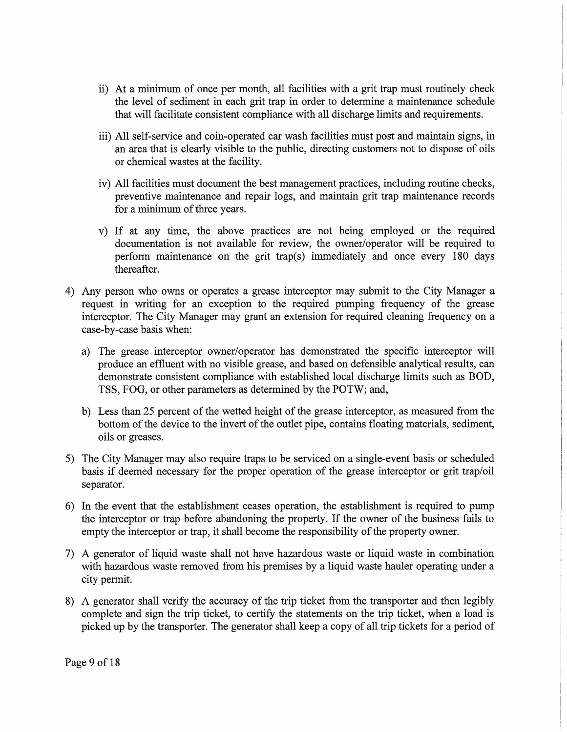ii) At a minimum of once per month, all facilities with a grit trap must routinely check the level of sediment in each grit trap in order to determine a maintenance schedule that will facilitate consistent compliance with all discharge limits and requirements.

iii) All self-service and coin-operated car wash facilities must post and maintain signs, in an area that is clearly visible to the public, directing customers not to dispose of oils or chemical wastes at the facility.

iv) All facilities must document the best management practices, including routine checks, preventive maintenance and repair logs, and maintain grit trap maintenance records for a minimum of three years.

v) If at any time, the above practices are not being employed or the required documentation is not available for review, the owner/operator will be required to perform maintenance on the grit trap(s) immediately and once every 180 days thereafter.

4) Any person who owns or operates a grease interceptor may submit to the City Manager a request in writing for an exception to the required pumping frequency of the grease interceptor. The City Manager may grant an extension for required cleaning frequency on a case-by-case basis when:

   a) The grease interceptor owner/operator has demonstrated the specific interceptor will produce an effluent with no visible grease, and based on defensible analytical results, can demonstrate consistent compliance with established local discharge limits such as BOD, TSS, FOG, or other parameters as determined by the POTW; and,

   b) Less than 25 percent of the wetted height of the grease interceptor, as measured from the bottom of the device to the invert of the outlet pipe, contains floating materials, sediment, oils or greases.

5) The City Manager may also require traps to be serviced on a single-event basis or scheduled basis if deemed necessary for the proper operation of the grease interceptor or grit trap/oil separator.

6) In the event that the establishment ceases operation, the establishment is required to pump the interceptor or trap before abandoning the property. If the owner of the business fails to empty the interceptor or trap, it shall become the responsibility of the property owner.

7) A generator of liquid waste shall not have hazardous waste or liquid waste in combination with hazardous waste removed from his premises by a liquid waste hauler operating under a city permit.

8) A generator shall verify the accuracy of the trip ticket from the transporter and then legibly complete and sign the trip ticket, to certify the statements on the trip ticket, when a load is picked up by the transporter. The generator shall keep a copy of all trip tickets for a period of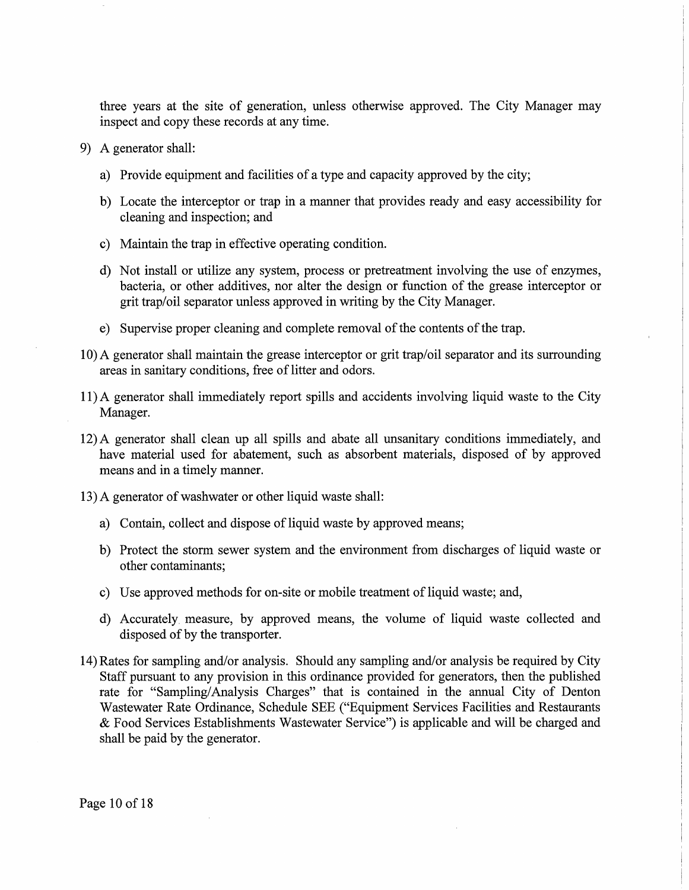three years at the site of generation, unless otherwise approved. The City Manager may inspect and copy these records at any time.

9) A generator shall:

   a) Provide equipment and facilities of a type and capacity approved by the city;

   b) Locate the interceptor or trap in a manner that provides ready and easy accessibility for cleaning and inspection; and

   c) Maintain the trap in effective operating condition.

   d) Not install or utilize any system, process or pretreatment involving the use of enzymes, bacteria, or other additives, nor alter the design or function of the grease interceptor or grit trap/oil separator unless approved in writing by the City Manager.

   e) Supervise proper cleaning and complete removal of the contents of the trap.

10) A generator shall maintain the grease interceptor or grit trap/oil separator and its surrounding areas in sanitary conditions, free of litter and odors.

11) A generator shall immediately report spills and accidents involving liquid waste to the City Manager.

12) A generator shall clean up all spills and abate all unsanitary conditions immediately, and have material used for abatement, such as absorbent materials, disposed of by approved means and in a timely manner.

13) A generator of washwater or other liquid waste shall:

   a) Contain, collect and dispose of liquid waste by approved means;

   b) Protect the storm sewer system and the environment from discharges of liquid waste or other contaminants;

   c) Use approved methods for on-site or mobile treatment of liquid waste; and,

   d) Accurately measure, by approved means, the volume of liquid waste collected and disposed of by the transporter.

14) Rates for sampling and/or analysis. Should any sampling and/or analysis be required by City Staff pursuant to any provision in this ordinance provided for generators, then the published rate for "Sampling/Analysis Charges" that is contained in the annual City of Denton Wastewater Rate Ordinance, Schedule SEE ("Equipment Services Facilities and Restaurants & Food Services Establishments Wastewater Service") is applicable and will be charged and shall be paid by the generator.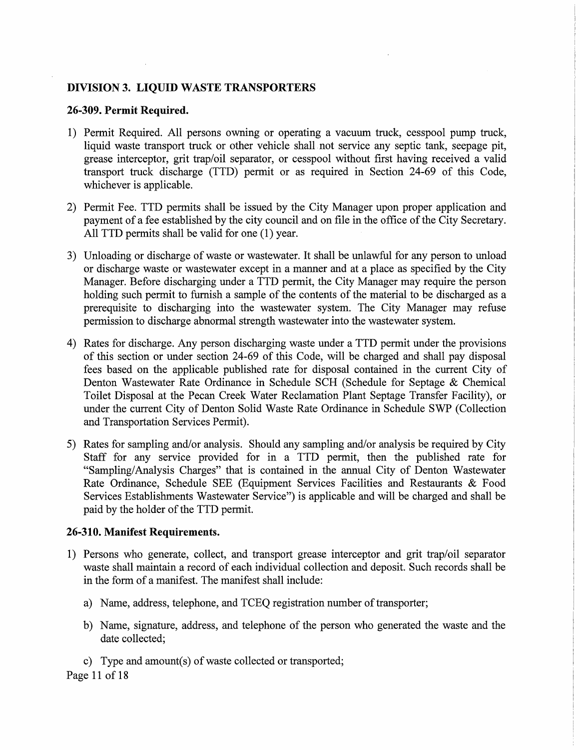## DIVISION 3. LIQUID WASTE TRANSPORTERS

### 26-309. Permit Required.

1) Permit Required. All persons owning or operating a vacuum truck, cesspool pump truck, liquid waste transport truck or other vehicle shall not service any septic tank, seepage pit, grease interceptor, grit trap/oil separator, or cesspool without first having received a valid transport truck discharge (TTD) permit or as required in Section 24-69 of this Code, whichever is applicable.

2) Permit Fee. TTD permits shall be issued by the City Manager upon proper application and payment of a fee established by the city council and on file in the office of the City Secretary. All TTD permits shall be valid for one (1) year.

3) Unloading or discharge of waste or wastewater. It shall be unlawful for any person to unload or discharge waste or wastewater except in a manner and at a place as specified by the City Manager. Before discharging under a TTD permit, the City Manager may require the person holding such permit to furnish a sample of the contents of the material to be discharged as a prerequisite to discharging into the wastewater system. The City Manager may refuse permission to discharge abnormal strength wastewater into the wastewater system.

4) Rates for discharge. Any person discharging waste under a TTD permit under the provisions of this section or under section 24-69 of this Code, will be charged and shall pay disposal fees based on the applicable published rate for disposal contained in the current City of Denton Wastewater Rate Ordinance in Schedule SCH (Schedule for Septage & Chemical Toilet Disposal at the Pecan Creek Water Reclamation Plant Septage Transfer Facility), or under the current City of Denton Solid Waste Rate Ordinance in Schedule SWP (Collection and Transportation Services Permit).

5) Rates for sampling and/or analysis. Should any sampling and/or analysis be required by City Staff for any service provided for in a TTD permit, then the published rate for "Sampling/Analysis Charges" that is contained in the annual City of Denton Wastewater Rate Ordinance, Schedule SEE (Equipment Services Facilities and Restaurants & Food Services Establishments Wastewater Service") is applicable and will be charged and shall be paid by the holder of the TTD permit.

### 26-310. Manifest Requirements.

1) Persons who generate, collect, and transport grease interceptor and grit trap/oil separator waste shall maintain a record of each individual collection and deposit. Such records shall be in the form of a manifest. The manifest shall include:

   a) Name, address, telephone, and TCEQ registration number of transporter;

   b) Name, signature, address, and telephone of the person who generated the waste and the date collected;

   c) Type and amount(s) of waste collected or transported;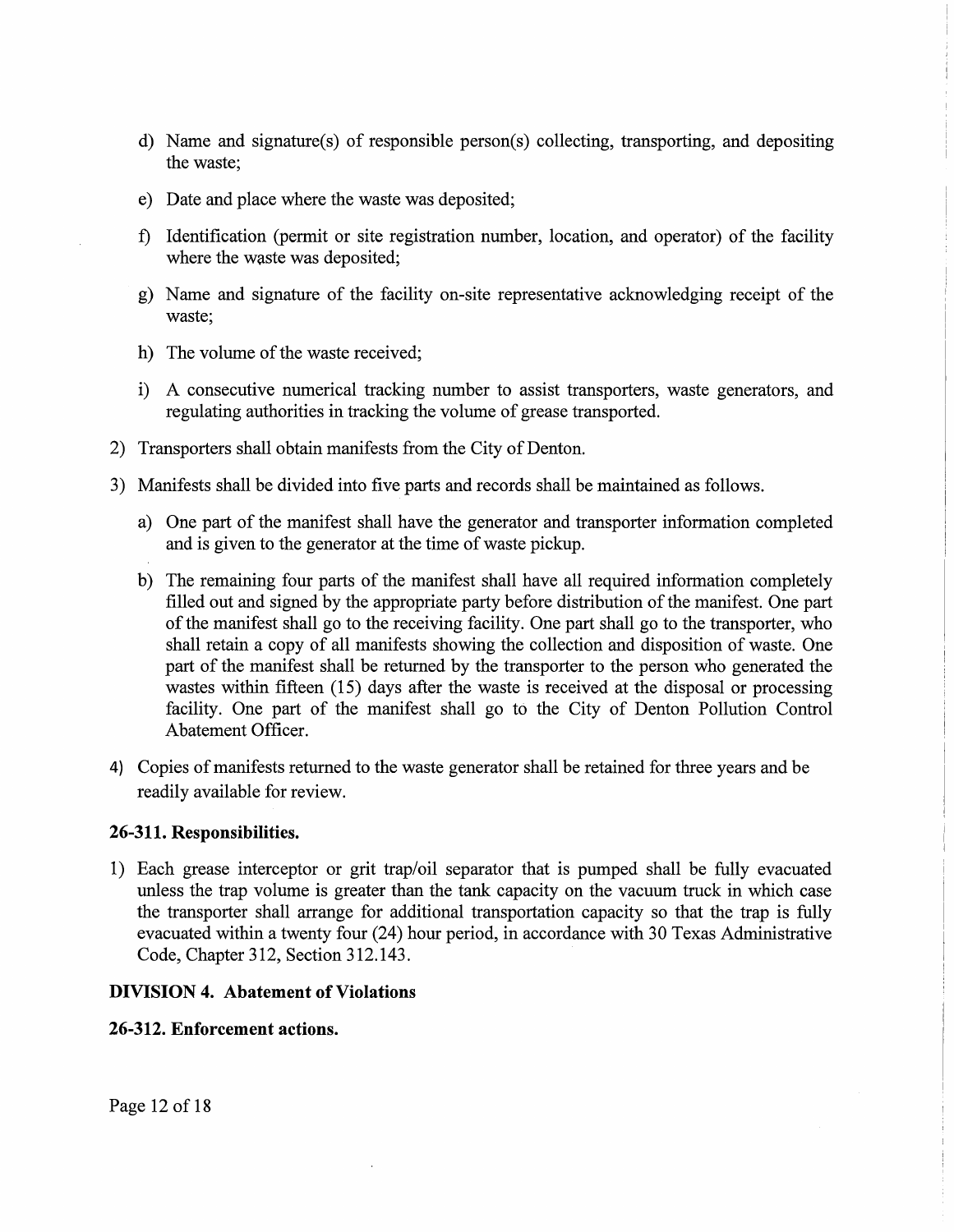d) Name and signature(s) of responsible person(s) collecting, transporting, and depositing the waste;

e) Date and place where the waste was deposited;

f) Identification (permit or site registration number, location, and operator) of the facility where the waste was deposited;

g) Name and signature of the facility on-site representative acknowledging receipt of the waste;

h) The volume of the waste received;

i) A consecutive numerical tracking number to assist transporters, waste generators, and regulating authorities in tracking the volume of grease transported.

2) Transporters shall obtain manifests from the City of Denton.

3) Manifests shall be divided into five parts and records shall be maintained as follows.

   a) One part of the manifest shall have the generator and transporter information completed and is given to the generator at the time of waste pickup.

   b) The remaining four parts of the manifest shall have all required information completely filled out and signed by the appropriate party before distribution of the manifest. One part of the manifest shall go to the receiving facility. One part shall go to the transporter, who shall retain a copy of all manifests showing the collection and disposition of waste. One part of the manifest shall be returned by the transporter to the person who generated the wastes within fifteen (15) days after the waste is received at the disposal or processing facility. One part of the manifest shall go to the City of Denton Pollution Control Abatement Officer.

4) Copies of manifests returned to the waste generator shall be retained for three years and be readily available for review.

**26-311. Responsibilities.**

1) Each grease interceptor or grit trap/oil separator that is pumped shall be fully evacuated unless the trap volume is greater than the tank capacity on the vacuum truck in which case the transporter shall arrange for additional transportation capacity so that the trap is fully evacuated within a twenty four (24) hour period, in accordance with 30 Texas Administrative Code, Chapter 312, Section 312.143.

**DIVISION 4. Abatement of Violations**

**26-312. Enforcement actions.**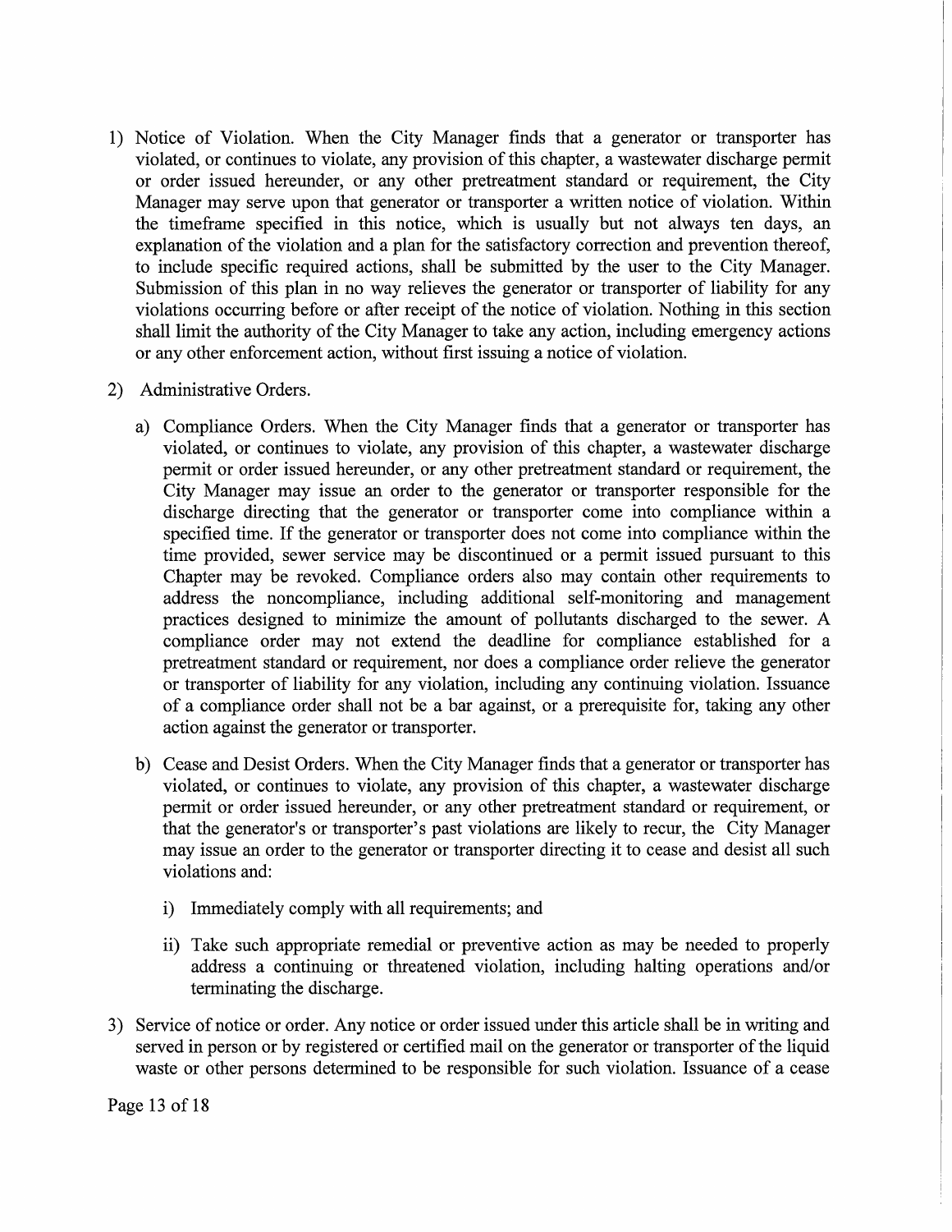1) Notice of Violation. When the City Manager finds that a generator or transporter has violated, or continues to violate, any provision of this chapter, a wastewater discharge permit or order issued hereunder, or any other pretreatment standard or requirement, the City Manager may serve upon that generator or transporter a written notice of violation. Within the timeframe specified in this notice, which is usually but not always ten days, an explanation of the violation and a plan for the satisfactory correction and prevention thereof, to include specific required actions, shall be submitted by the user to the City Manager. Submission of this plan in no way relieves the generator or transporter of liability for any violations occurring before or after receipt of the notice of violation. Nothing in this section shall limit the authority of the City Manager to take any action, including emergency actions or any other enforcement action, without first issuing a notice of violation.

2) Administrative Orders.

   a) Compliance Orders. When the City Manager finds that a generator or transporter has violated, or continues to violate, any provision of this chapter, a wastewater discharge permit or order issued hereunder, or any other pretreatment standard or requirement, the City Manager may issue an order to the generator or transporter responsible for the discharge directing that the generator or transporter come into compliance within a specified time. If the generator or transporter does not come into compliance within the time provided, sewer service may be discontinued or a permit issued pursuant to this Chapter may be revoked. Compliance orders also may contain other requirements to address the noncompliance, including additional self-monitoring and management practices designed to minimize the amount of pollutants discharged to the sewer. A compliance order may not extend the deadline for compliance established for a pretreatment standard or requirement, nor does a compliance order relieve the generator or transporter of liability for any violation, including any continuing violation. Issuance of a compliance order shall not be a bar against, or a prerequisite for, taking any other action against the generator or transporter.

   b) Cease and Desist Orders. When the City Manager finds that a generator or transporter has violated, or continues to violate, any provision of this chapter, a wastewater discharge permit or order issued hereunder, or any other pretreatment standard or requirement, or that the generator's or transporter's past violations are likely to recur, the City Manager may issue an order to the generator or transporter directing it to cease and desist all such violations and:

      i) Immediately comply with all requirements; and

      ii) Take such appropriate remedial or preventive action as may be needed to properly address a continuing or threatened violation, including halting operations and/or terminating the discharge.

3) Service of notice or order. Any notice or order issued under this article shall be in writing and served in person or by registered or certified mail on the generator or transporter of the liquid waste or other persons determined to be responsible for such violation. Issuance of a cease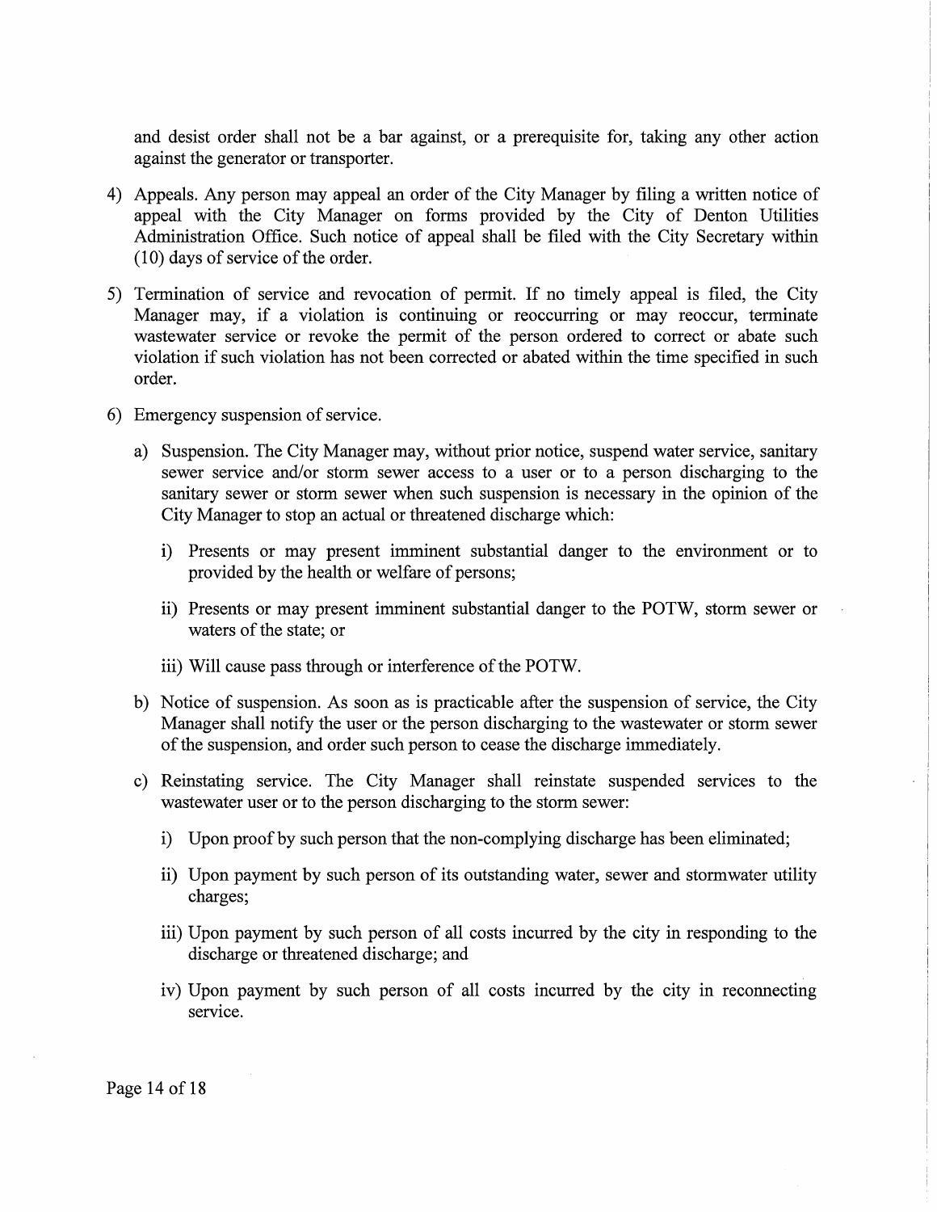and desist order shall not be a bar against, or a prerequisite for, taking any other action against the generator or transporter.

4) Appeals. Any person may appeal an order of the City Manager by filing a written notice of appeal with the City Manager on forms provided by the City of Denton Utilities Administration Office. Such notice of appeal shall be filed with the City Secretary within (10) days of service of the order.

5) Termination of service and revocation of permit. If no timely appeal is filed, the City Manager may, if a violation is continuing or reoccurring or may reoccur, terminate wastewater service or revoke the permit of the person ordered to correct or abate such violation if such violation has not been corrected or abated within the time specified in such order.

6) Emergency suspension of service.

   a) Suspension. The City Manager may, without prior notice, suspend water service, sanitary sewer service and/or storm sewer access to a user or to a person discharging to the sanitary sewer or storm sewer when such suspension is necessary in the opinion of the City Manager to stop an actual or threatened discharge which:

      i) Presents or may present imminent substantial danger to the environment or to provided by the health or welfare of persons;

      ii) Presents or may present imminent substantial danger to the POTW, storm sewer or waters of the state; or

      iii) Will cause pass through or interference of the POTW.

   b) Notice of suspension. As soon as is practicable after the suspension of service, the City Manager shall notify the user or the person discharging to the wastewater or storm sewer of the suspension, and order such person to cease the discharge immediately.

   c) Reinstating service. The City Manager shall reinstate suspended services to the wastewater user or to the person discharging to the storm sewer:

      i) Upon proof by such person that the non-complying discharge has been eliminated;

      ii) Upon payment by such person of its outstanding water, sewer and stormwater utility charges;

      iii) Upon payment by such person of all costs incurred by the city in responding to the discharge or threatened discharge; and

      iv) Upon payment by such person of all costs incurred by the city in reconnecting service.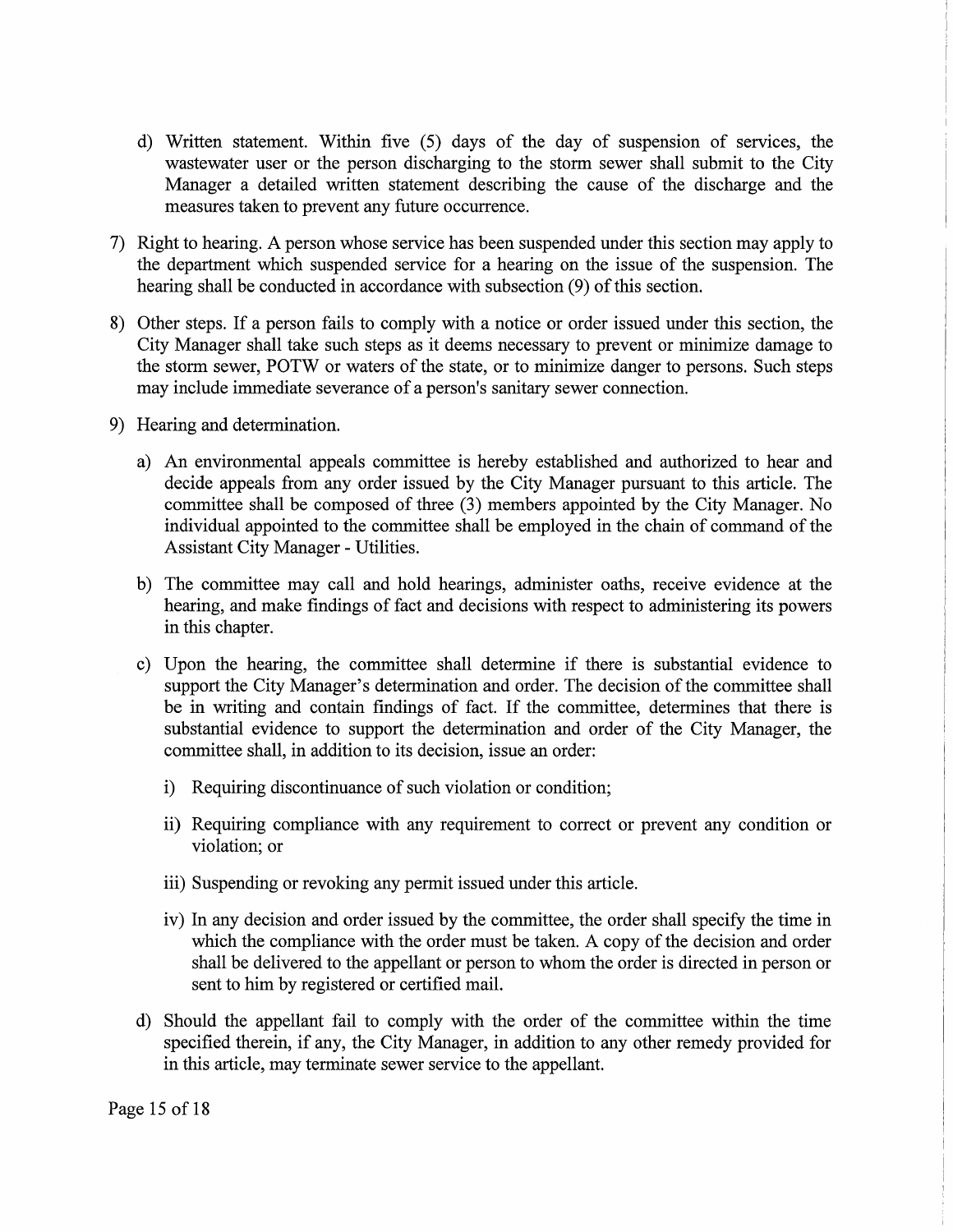d) Written statement. Within five (5) days of the day of suspension of services, the wastewater user or the person discharging to the storm sewer shall submit to the City Manager a detailed written statement describing the cause of the discharge and the measures taken to prevent any future occurrence.

7) Right to hearing. A person whose service has been suspended under this section may apply to the department which suspended service for a hearing on the issue of the suspension. The hearing shall be conducted in accordance with subsection (9) of this section.

8) Other steps. If a person fails to comply with a notice or order issued under this section, the City Manager shall take such steps as it deems necessary to prevent or minimize damage to the storm sewer, POTW or waters of the state, or to minimize danger to persons. Such steps may include immediate severance of a person's sanitary sewer connection.

9) Hearing and determination.

   a) An environmental appeals committee is hereby established and authorized to hear and decide appeals from any order issued by the City Manager pursuant to this article. The committee shall be composed of three (3) members appointed by the City Manager. No individual appointed to the committee shall be employed in the chain of command of the Assistant City Manager - Utilities.

   b) The committee may call and hold hearings, administer oaths, receive evidence at the hearing, and make findings of fact and decisions with respect to administering its powers in this chapter.

   c) Upon the hearing, the committee shall determine if there is substantial evidence to support the City Manager's determination and order. The decision of the committee shall be in writing and contain findings of fact. If the committee, determines that there is substantial evidence to support the determination and order of the City Manager, the committee shall, in addition to its decision, issue an order:

      i) Requiring discontinuance of such violation or condition;

      ii) Requiring compliance with any requirement to correct or prevent any condition or violation; or

      iii) Suspending or revoking any permit issued under this article.

      iv) In any decision and order issued by the committee, the order shall specify the time in which the compliance with the order must be taken. A copy of the decision and order shall be delivered to the appellant or person to whom the order is directed in person or sent to him by registered or certified mail.

   d) Should the appellant fail to comply with the order of the committee within the time specified therein, if any, the City Manager, in addition to any other remedy provided for in this article, may terminate sewer service to the appellant.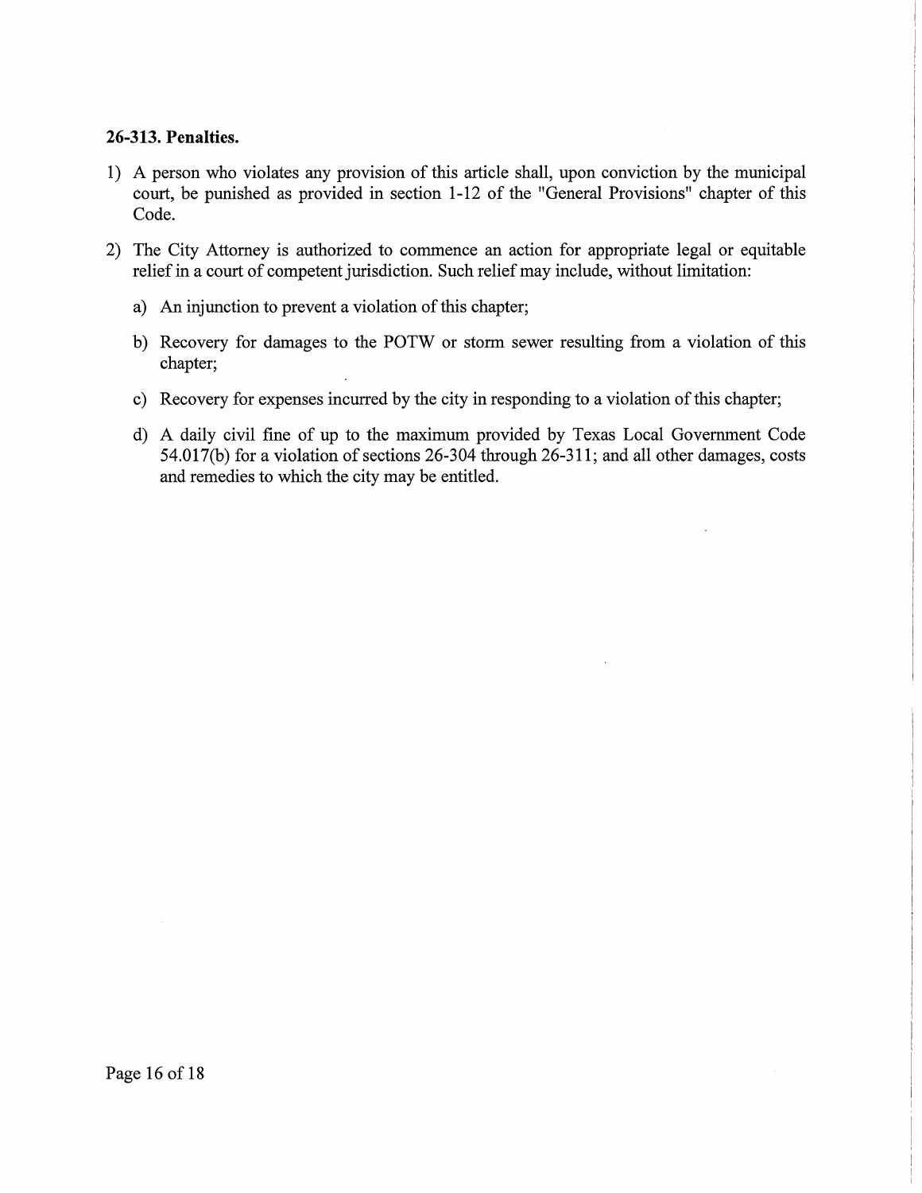**26-313. Penalties.**

1) A person who violates any provision of this article shall, upon conviction by the municipal court, be punished as provided in section 1-12 of the "General Provisions" chapter of this Code.

2) The City Attorney is authorized to commence an action for appropriate legal or equitable relief in a court of competent jurisdiction. Such relief may include, without limitation:

   a) An injunction to prevent a violation of this chapter;

   b) Recovery for damages to the POTW or storm sewer resulting from a violation of this chapter;

   c) Recovery for expenses incurred by the city in responding to a violation of this chapter;

   d) A daily civil fine of up to the maximum provided by Texas Local Government Code 54.017(b) for a violation of sections 26-304 through 26-311; and all other damages, costs and remedies to which the city may be entitled.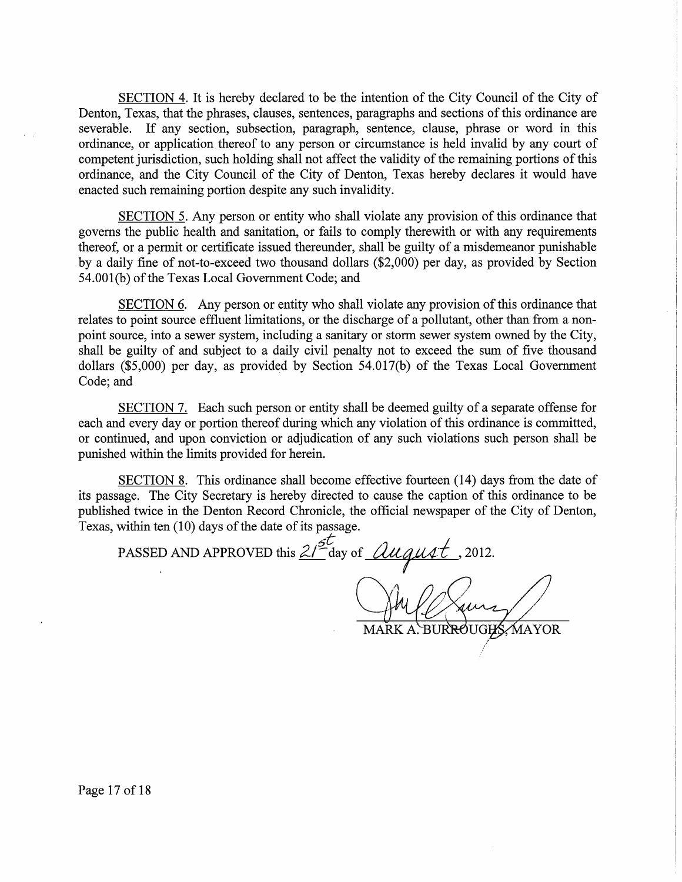SECTION 4. It is hereby declared to be the intention of the City Council of the City of Denton, Texas, that the phrases, clauses, sentences, paragraphs and sections of this ordinance are severable. If any section, subsection, paragraph, sentence, clause, phrase or word in this ordinance, or application thereof to any person or circumstance is held invalid by any court of competent jurisdiction, such holding shall not affect the validity of the remaining portions of this ordinance, and the City Council of the City of Denton, Texas hereby declares it would have enacted such remaining portion despite any such invalidity.

SECTION 5. Any person or entity who shall violate any provision of this ordinance that governs the public health and sanitation, or fails to comply therewith or with any requirements thereof, or a permit or certificate issued thereunder, shall be guilty of a misdemeanor punishable by a daily fine of not-to-exceed two thousand dollars ($2,000) per day, as provided by Section 54.001(b) of the Texas Local Government Code; and

SECTION 6. Any person or entity who shall violate any provision of this ordinance that relates to point source effluent limitations, or the discharge of a pollutant, other than from a non-point source, into a sewer system, including a sanitary or storm sewer system owned by the City, shall be guilty of and subject to a daily civil penalty not to exceed the sum of five thousand dollars ($5,000) per day, as provided by Section 54.017(b) of the Texas Local Government Code; and

SECTION 7. Each such person or entity shall be deemed guilty of a separate offense for each and every day or portion thereof during which any violation of this ordinance is committed, or continued, and upon conviction or adjudication of any such violations such person shall be punished within the limits provided for herein.

SECTION 8. This ordinance shall become effective fourteen (14) days from the date of its passage. The City Secretary is hereby directed to cause the caption of this ordinance to be published twice in the Denton Record Chronicle, the official newspaper of the City of Denton, Texas, within ten (10) days of the date of its passage.

PASSED AND APPROVED this 21st day of August, 2012.

MARK A. BURROUGHS, MAYOR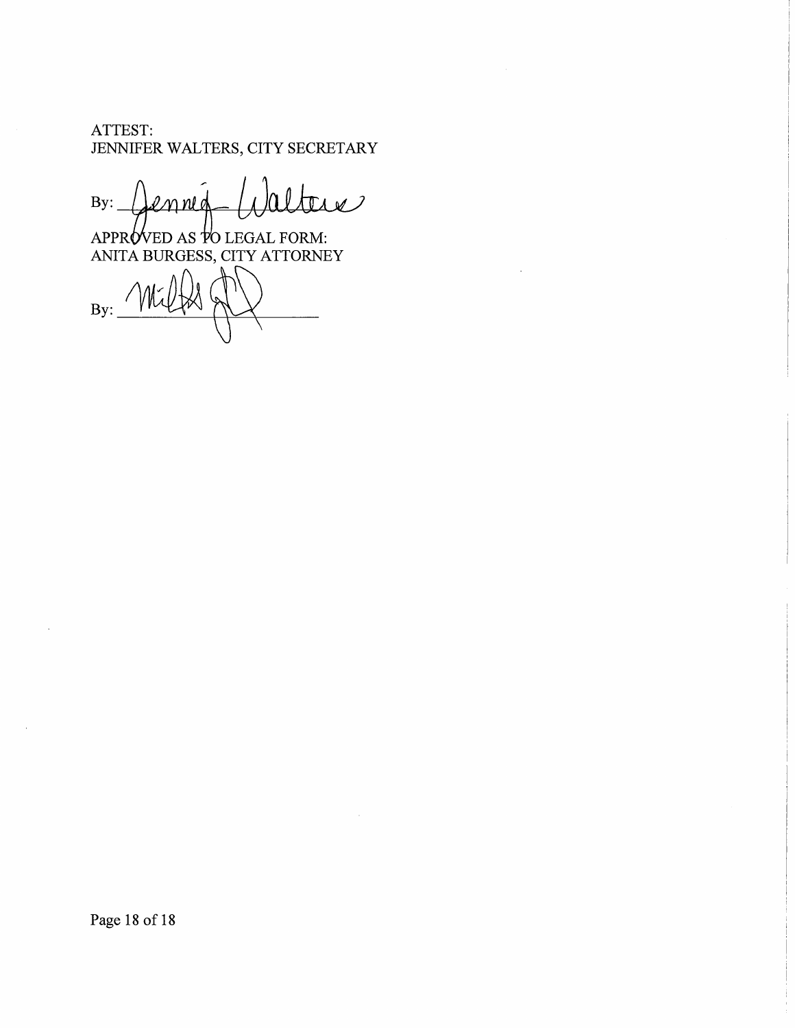ATTEST:
JENNIFER WALTERS, CITY SECRETARY

By: ______________________________

APPROVED AS TO LEGAL FORM:
ANITA BURGESS, CITY ATTORNEY

By: ______________________________